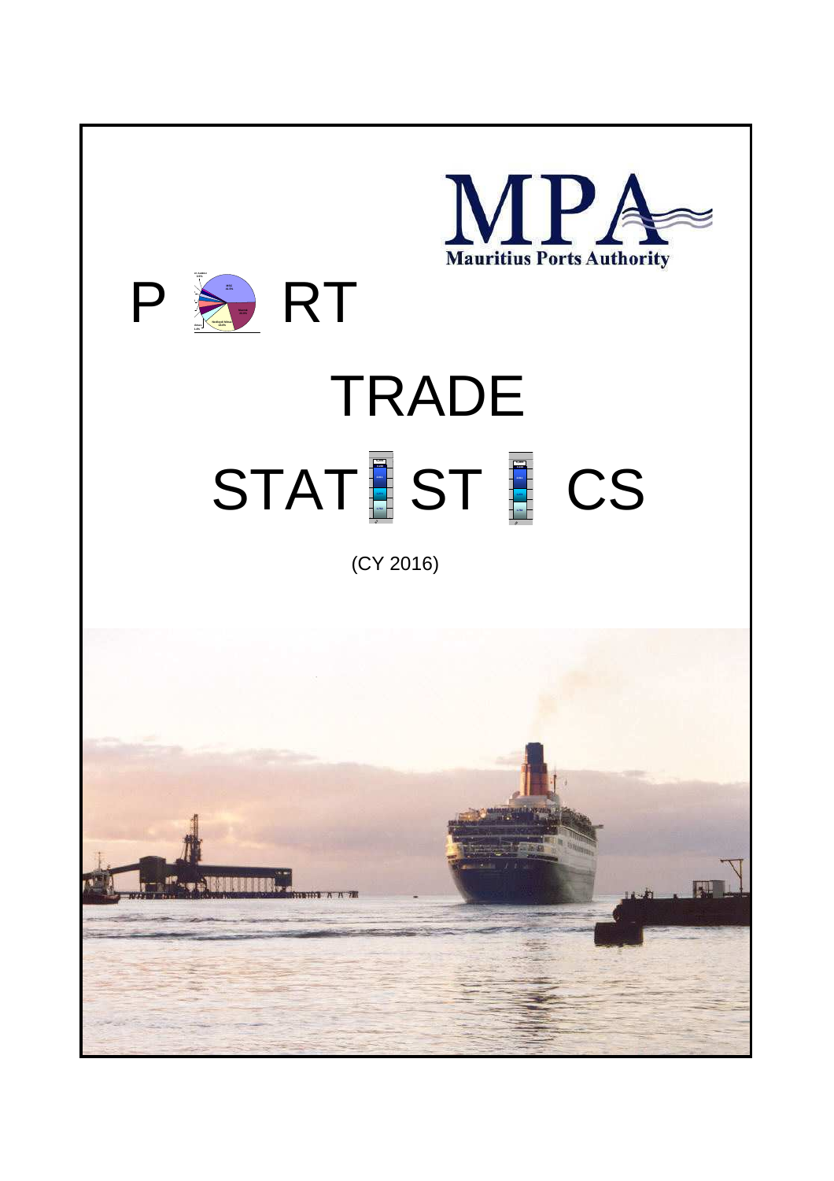MPA
Mauritius Ports Authority

# PORT TRADE STATISTICS

(CY 2016)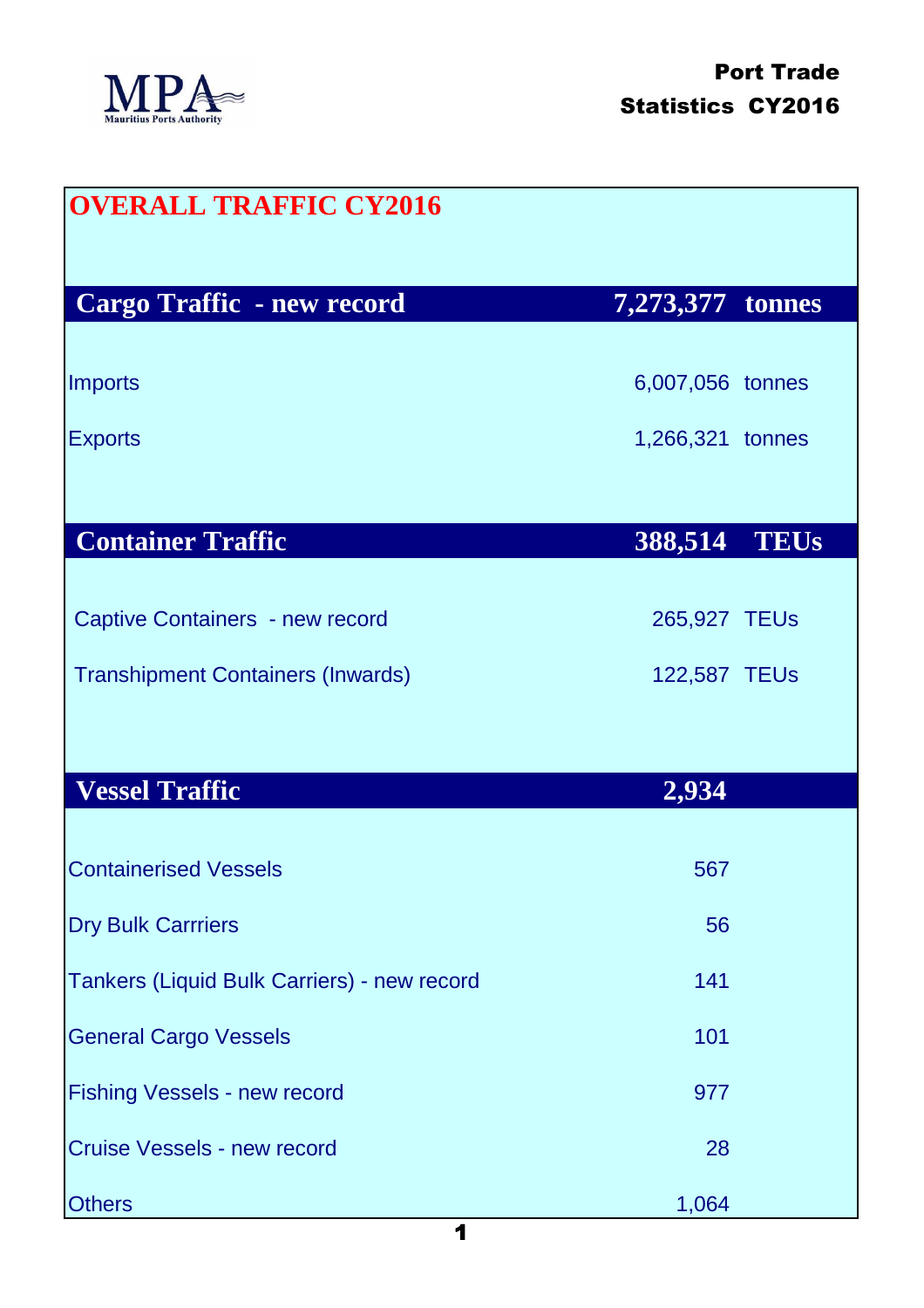**Port Trade Statistics CY2016**

## OVERALL TRAFFIC CY2016

| Cargo Traffic - new record | 7,273,377 | tonnes |
|---|---|---|
| Imports | 6,007,056 | tonnes |
| Exports | 1,266,321 | tonnes |

| Container Traffic | 388,514 | TEUs |
|---|---|---|
| Captive Containers - new record | 265,927 | TEUs |
| Transhipment Containers (Inwards) | 122,587 | TEUs |

| Vessel Traffic | 2,934 |
|---|---|
| Containerised Vessels | 567 |
| Dry Bulk Carrriers | 56 |
| Tankers (Liquid Bulk Carriers) - new record | 141 |
| General Cargo Vessels | 101 |
| Fishing Vessels - new record | 977 |
| Cruise Vessels - new record | 28 |
| Others | 1,064 |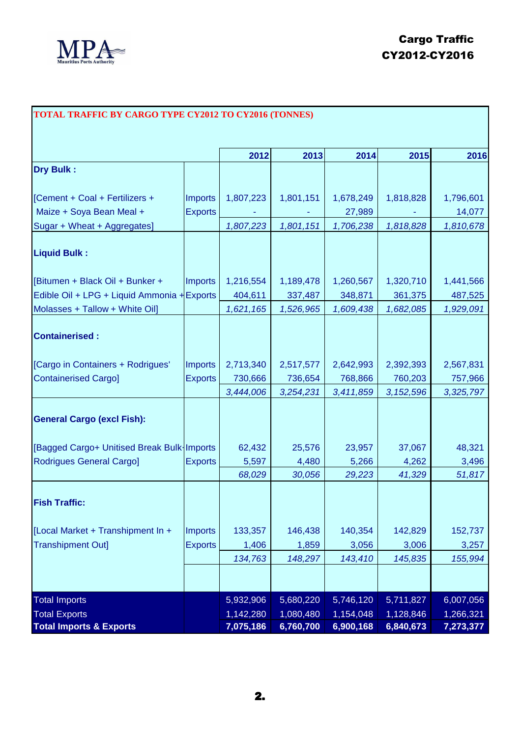# Cargo Traffic CY2012-CY2016

## TOTAL TRAFFIC BY CARGO TYPE CY2012 TO CY2016 (TONNES)

| | | 2012 | 2013 | 2014 | 2015 | 2016 |
|---|---|---|---|---|---|---|
| **Dry Bulk :** | | | | | | |
| [Cement + Coal + Fertilizers + | Imports | 1,807,223 | 1,801,151 | 1,678,249 | 1,818,828 | 1,796,601 |
| Maize + Soya Bean Meal + | Exports | - | - | 27,989 | - | 14,077 |
| Sugar + Wheat + Aggregates] | | *1,807,223* | *1,801,151* | *1,706,238* | *1,818,828* | *1,810,678* |
| **Liquid Bulk :** | | | | | | |
| [Bitumen + Black Oil + Bunker + | Imports | 1,216,554 | 1,189,478 | 1,260,567 | 1,320,710 | 1,441,566 |
| Edible Oil + LPG + Liquid Ammonia + | Exports | 404,611 | 337,487 | 348,871 | 361,375 | 487,525 |
| Molasses + Tallow + White Oil] | | *1,621,165* | *1,526,965* | *1,609,438* | *1,682,085* | *1,929,091* |
| **Containerised :** | | | | | | |
| [Cargo in Containers + Rodrigues' | Imports | 2,713,340 | 2,517,577 | 2,642,993 | 2,392,393 | 2,567,831 |
| Containerised Cargo] | Exports | 730,666 | 736,654 | 768,866 | 760,203 | 757,966 |
| | | *3,444,006* | *3,254,231* | *3,411,859* | *3,152,596* | *3,325,797* |
| **General Cargo (excl Fish):** | | | | | | |
| [Bagged Cargo+ Unitised Break Bulk+ | Imports | 62,432 | 25,576 | 23,957 | 37,067 | 48,321 |
| Rodrigues General Cargo] | Exports | 5,597 | 4,480 | 5,266 | 4,262 | 3,496 |
| | | *68,029* | *30,056* | *29,223* | *41,329* | *51,817* |
| **Fish Traffic:** | | | | | | |
| [Local Market + Transhipment In + | Imports | 133,357 | 146,438 | 140,354 | 142,829 | 152,737 |
| Transhipment Out] | Exports | 1,406 | 1,859 | 3,056 | 3,006 | 3,257 |
| | | *134,763* | *148,297* | *143,410* | *145,835* | *155,994* |
| Total Imports | | 5,932,906 | 5,680,220 | 5,746,120 | 5,711,827 | 6,007,056 |
| Total Exports | | 1,142,280 | 1,080,480 | 1,154,048 | 1,128,846 | 1,266,321 |
| **Total Imports & Exports** | | **7,075,186** | **6,760,700** | **6,900,168** | **6,840,673** | **7,273,377** |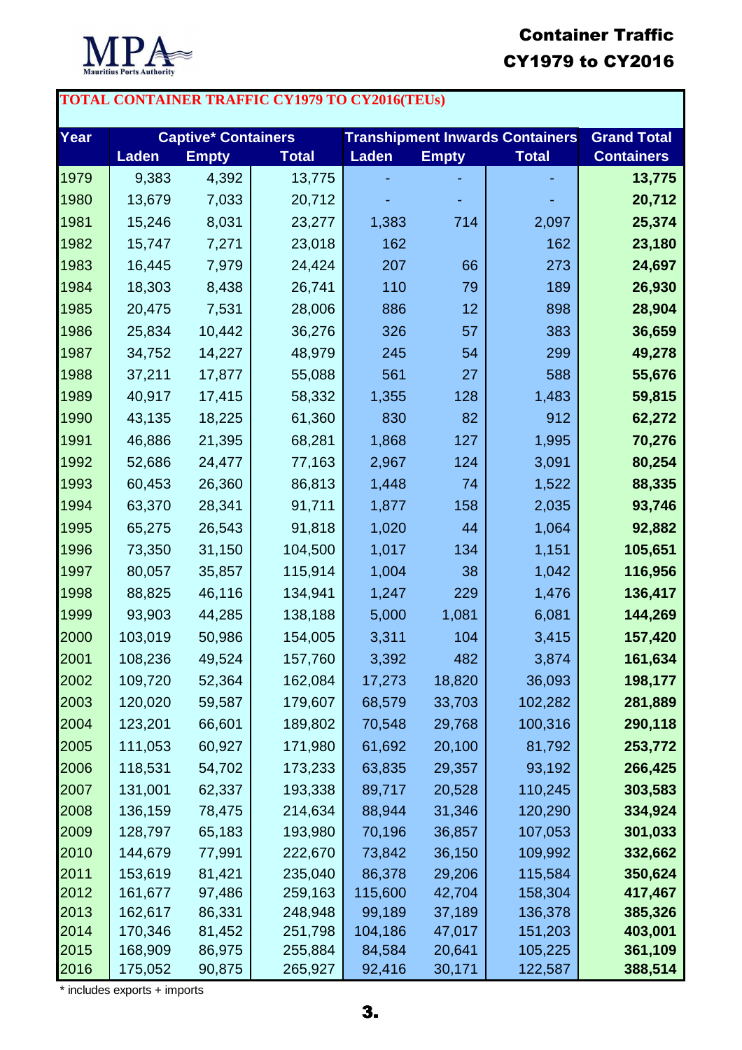# Container Traffic CY1979 to CY2016

**TOTAL CONTAINER TRAFFIC CY1979 TO CY2016(TEUs)**

| Year | Captive* Containers | | | Transhipment Inwards Containers | | | Grand Total Containers |
|---|---|---|---|---|---|---|---|
| | Laden | Empty | Total | Laden | Empty | Total | |
| 1979 | 9,383 | 4,392 | 13,775 | - | - | - | **13,775** |
| 1980 | 13,679 | 7,033 | 20,712 | - | - | - | **20,712** |
| 1981 | 15,246 | 8,031 | 23,277 | 1,383 | 714 | 2,097 | **25,374** |
| 1982 | 15,747 | 7,271 | 23,018 | 162 | | 162 | **23,180** |
| 1983 | 16,445 | 7,979 | 24,424 | 207 | 66 | 273 | **24,697** |
| 1984 | 18,303 | 8,438 | 26,741 | 110 | 79 | 189 | **26,930** |
| 1985 | 20,475 | 7,531 | 28,006 | 886 | 12 | 898 | **28,904** |
| 1986 | 25,834 | 10,442 | 36,276 | 326 | 57 | 383 | **36,659** |
| 1987 | 34,752 | 14,227 | 48,979 | 245 | 54 | 299 | **49,278** |
| 1988 | 37,211 | 17,877 | 55,088 | 561 | 27 | 588 | **55,676** |
| 1989 | 40,917 | 17,415 | 58,332 | 1,355 | 128 | 1,483 | **59,815** |
| 1990 | 43,135 | 18,225 | 61,360 | 830 | 82 | 912 | **62,272** |
| 1991 | 46,886 | 21,395 | 68,281 | 1,868 | 127 | 1,995 | **70,276** |
| 1992 | 52,686 | 24,477 | 77,163 | 2,967 | 124 | 3,091 | **80,254** |
| 1993 | 60,453 | 26,360 | 86,813 | 1,448 | 74 | 1,522 | **88,335** |
| 1994 | 63,370 | 28,341 | 91,711 | 1,877 | 158 | 2,035 | **93,746** |
| 1995 | 65,275 | 26,543 | 91,818 | 1,020 | 44 | 1,064 | **92,882** |
| 1996 | 73,350 | 31,150 | 104,500 | 1,017 | 134 | 1,151 | **105,651** |
| 1997 | 80,057 | 35,857 | 115,914 | 1,004 | 38 | 1,042 | **116,956** |
| 1998 | 88,825 | 46,116 | 134,941 | 1,247 | 229 | 1,476 | **136,417** |
| 1999 | 93,903 | 44,285 | 138,188 | 5,000 | 1,081 | 6,081 | **144,269** |
| 2000 | 103,019 | 50,986 | 154,005 | 3,311 | 104 | 3,415 | **157,420** |
| 2001 | 108,236 | 49,524 | 157,760 | 3,392 | 482 | 3,874 | **161,634** |
| 2002 | 109,720 | 52,364 | 162,084 | 17,273 | 18,820 | 36,093 | **198,177** |
| 2003 | 120,020 | 59,587 | 179,607 | 68,579 | 33,703 | 102,282 | **281,889** |
| 2004 | 123,201 | 66,601 | 189,802 | 70,548 | 29,768 | 100,316 | **290,118** |
| 2005 | 111,053 | 60,927 | 171,980 | 61,692 | 20,100 | 81,792 | **253,772** |
| 2006 | 118,531 | 54,702 | 173,233 | 63,835 | 29,357 | 93,192 | **266,425** |
| 2007 | 131,001 | 62,337 | 193,338 | 89,717 | 20,528 | 110,245 | **303,583** |
| 2008 | 136,159 | 78,475 | 214,634 | 88,944 | 31,346 | 120,290 | **334,924** |
| 2009 | 128,797 | 65,183 | 193,980 | 70,196 | 36,857 | 107,053 | **301,033** |
| 2010 | 144,679 | 77,991 | 222,670 | 73,842 | 36,150 | 109,992 | **332,662** |
| 2011 | 153,619 | 81,421 | 235,040 | 86,378 | 29,206 | 115,584 | **350,624** |
| 2012 | 161,677 | 97,486 | 259,163 | 115,600 | 42,704 | 158,304 | **417,467** |
| 2013 | 162,617 | 86,331 | 248,948 | 99,189 | 37,189 | 136,378 | **385,326** |
| 2014 | 170,346 | 81,452 | 251,798 | 104,186 | 47,017 | 151,203 | **403,001** |
| 2015 | 168,909 | 86,975 | 255,884 | 84,584 | 20,641 | 105,225 | **361,109** |
| 2016 | 175,052 | 90,875 | 265,927 | 92,416 | 30,171 | 122,587 | **388,514** |

* includes exports + imports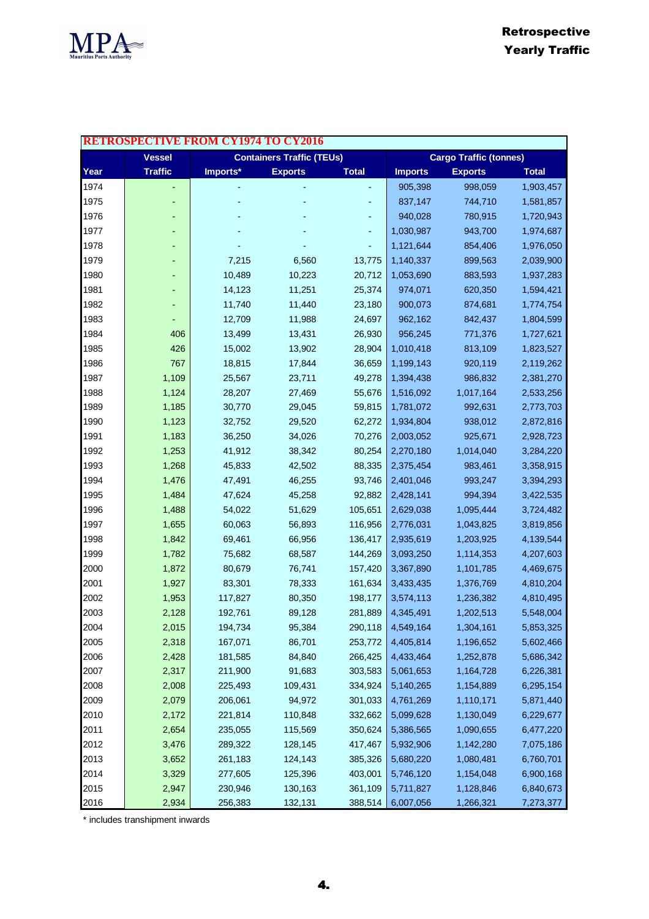# Retrospective Yearly Traffic

**RETROSPECTIVE FROM CY1974 TO CY2016**

| | Vessel | Containers Traffic (TEUs) | | | Cargo Traffic (tonnes) | | |
|---|---|---|---|---|---|---|---|
| Year | Traffic | Imports* | Exports | Total | Imports | Exports | Total |
| 1974 | - | - | - | - | 905,398 | 998,059 | 1,903,457 |
| 1975 | - | - | - | - | 837,147 | 744,710 | 1,581,857 |
| 1976 | - | - | - | - | 940,028 | 780,915 | 1,720,943 |
| 1977 | - | - | - | - | 1,030,987 | 943,700 | 1,974,687 |
| 1978 | - | - | - | - | 1,121,644 | 854,406 | 1,976,050 |
| 1979 | - | 7,215 | 6,560 | 13,775 | 1,140,337 | 899,563 | 2,039,900 |
| 1980 | - | 10,489 | 10,223 | 20,712 | 1,053,690 | 883,593 | 1,937,283 |
| 1981 | - | 14,123 | 11,251 | 25,374 | 974,071 | 620,350 | 1,594,421 |
| 1982 | - | 11,740 | 11,440 | 23,180 | 900,073 | 874,681 | 1,774,754 |
| 1983 | - | 12,709 | 11,988 | 24,697 | 962,162 | 842,437 | 1,804,599 |
| 1984 | 406 | 13,499 | 13,431 | 26,930 | 956,245 | 771,376 | 1,727,621 |
| 1985 | 426 | 15,002 | 13,902 | 28,904 | 1,010,418 | 813,109 | 1,823,527 |
| 1986 | 767 | 18,815 | 17,844 | 36,659 | 1,199,143 | 920,119 | 2,119,262 |
| 1987 | 1,109 | 25,567 | 23,711 | 49,278 | 1,394,438 | 986,832 | 2,381,270 |
| 1988 | 1,124 | 28,207 | 27,469 | 55,676 | 1,516,092 | 1,017,164 | 2,533,256 |
| 1989 | 1,185 | 30,770 | 29,045 | 59,815 | 1,781,072 | 992,631 | 2,773,703 |
| 1990 | 1,123 | 32,752 | 29,520 | 62,272 | 1,934,804 | 938,012 | 2,872,816 |
| 1991 | 1,183 | 36,250 | 34,026 | 70,276 | 2,003,052 | 925,671 | 2,928,723 |
| 1992 | 1,253 | 41,912 | 38,342 | 80,254 | 2,270,180 | 1,014,040 | 3,284,220 |
| 1993 | 1,268 | 45,833 | 42,502 | 88,335 | 2,375,454 | 983,461 | 3,358,915 |
| 1994 | 1,476 | 47,491 | 46,255 | 93,746 | 2,401,046 | 993,247 | 3,394,293 |
| 1995 | 1,484 | 47,624 | 45,258 | 92,882 | 2,428,141 | 994,394 | 3,422,535 |
| 1996 | 1,488 | 54,022 | 51,629 | 105,651 | 2,629,038 | 1,095,444 | 3,724,482 |
| 1997 | 1,655 | 60,063 | 56,893 | 116,956 | 2,776,031 | 1,043,825 | 3,819,856 |
| 1998 | 1,842 | 69,461 | 66,956 | 136,417 | 2,935,619 | 1,203,925 | 4,139,544 |
| 1999 | 1,782 | 75,682 | 68,587 | 144,269 | 3,093,250 | 1,114,353 | 4,207,603 |
| 2000 | 1,872 | 80,679 | 76,741 | 157,420 | 3,367,890 | 1,101,785 | 4,469,675 |
| 2001 | 1,927 | 83,301 | 78,333 | 161,634 | 3,433,435 | 1,376,769 | 4,810,204 |
| 2002 | 1,953 | 117,827 | 80,350 | 198,177 | 3,574,113 | 1,236,382 | 4,810,495 |
| 2003 | 2,128 | 192,761 | 89,128 | 281,889 | 4,345,491 | 1,202,513 | 5,548,004 |
| 2004 | 2,015 | 194,734 | 95,384 | 290,118 | 4,549,164 | 1,304,161 | 5,853,325 |
| 2005 | 2,318 | 167,071 | 86,701 | 253,772 | 4,405,814 | 1,196,652 | 5,602,466 |
| 2006 | 2,428 | 181,585 | 84,840 | 266,425 | 4,433,464 | 1,252,878 | 5,686,342 |
| 2007 | 2,317 | 211,900 | 91,683 | 303,583 | 5,061,653 | 1,164,728 | 6,226,381 |
| 2008 | 2,008 | 225,493 | 109,431 | 334,924 | 5,140,265 | 1,154,889 | 6,295,154 |
| 2009 | 2,079 | 206,061 | 94,972 | 301,033 | 4,761,269 | 1,110,171 | 5,871,440 |
| 2010 | 2,172 | 221,814 | 110,848 | 332,662 | 5,099,628 | 1,130,049 | 6,229,677 |
| 2011 | 2,654 | 235,055 | 115,569 | 350,624 | 5,386,565 | 1,090,655 | 6,477,220 |
| 2012 | 3,476 | 289,322 | 128,145 | 417,467 | 5,932,906 | 1,142,280 | 7,075,186 |
| 2013 | 3,652 | 261,183 | 124,143 | 385,326 | 5,680,220 | 1,080,481 | 6,760,701 |
| 2014 | 3,329 | 277,605 | 125,396 | 403,001 | 5,746,120 | 1,154,048 | 6,900,168 |
| 2015 | 2,947 | 230,946 | 130,163 | 361,109 | 5,711,827 | 1,128,846 | 6,840,673 |
| 2016 | 2,934 | 256,383 | 132,131 | 388,514 | 6,007,056 | 1,266,321 | 7,273,377 |

* includes transhipment inwards